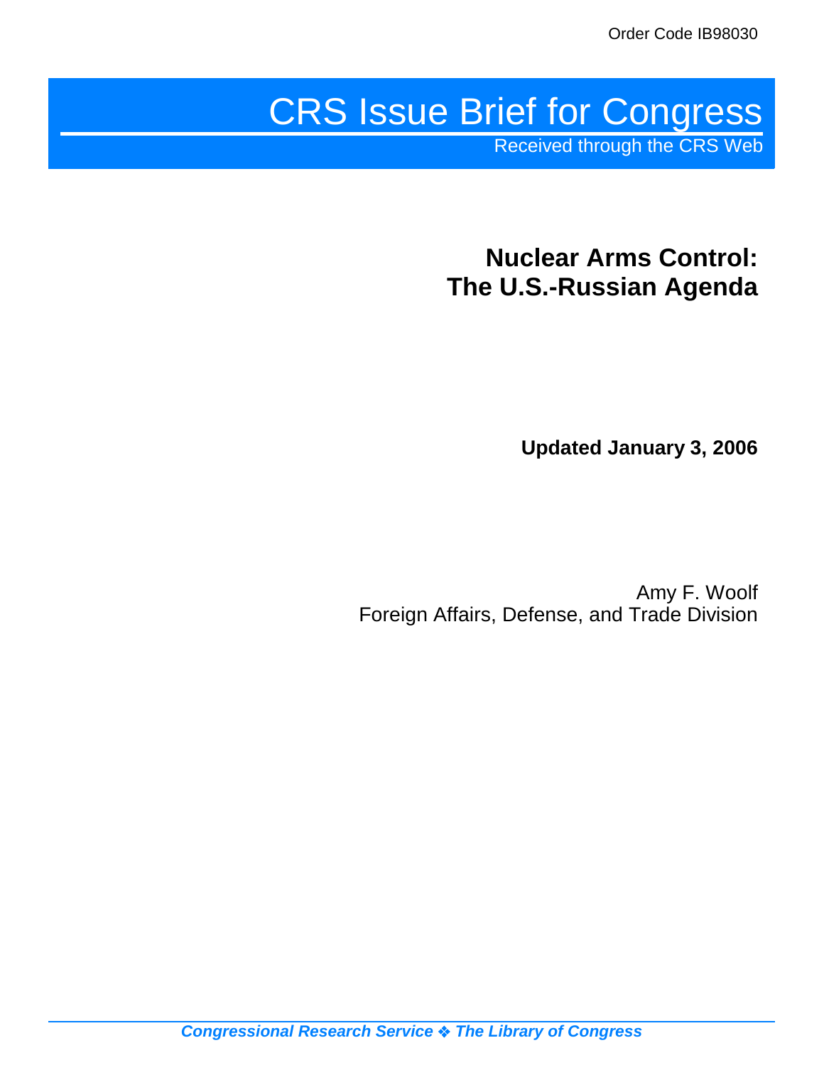Order Code IB98030

# CRS Issue Brief for Congress

Received through the CRS Web

## Nuclear Arms Control: The U.S.-Russian Agenda

**Updated January 3, 2006**

Amy F. Woolf
Foreign Affairs, Defense, and Trade Division

*Congressional Research Service ❖ The Library of Congress*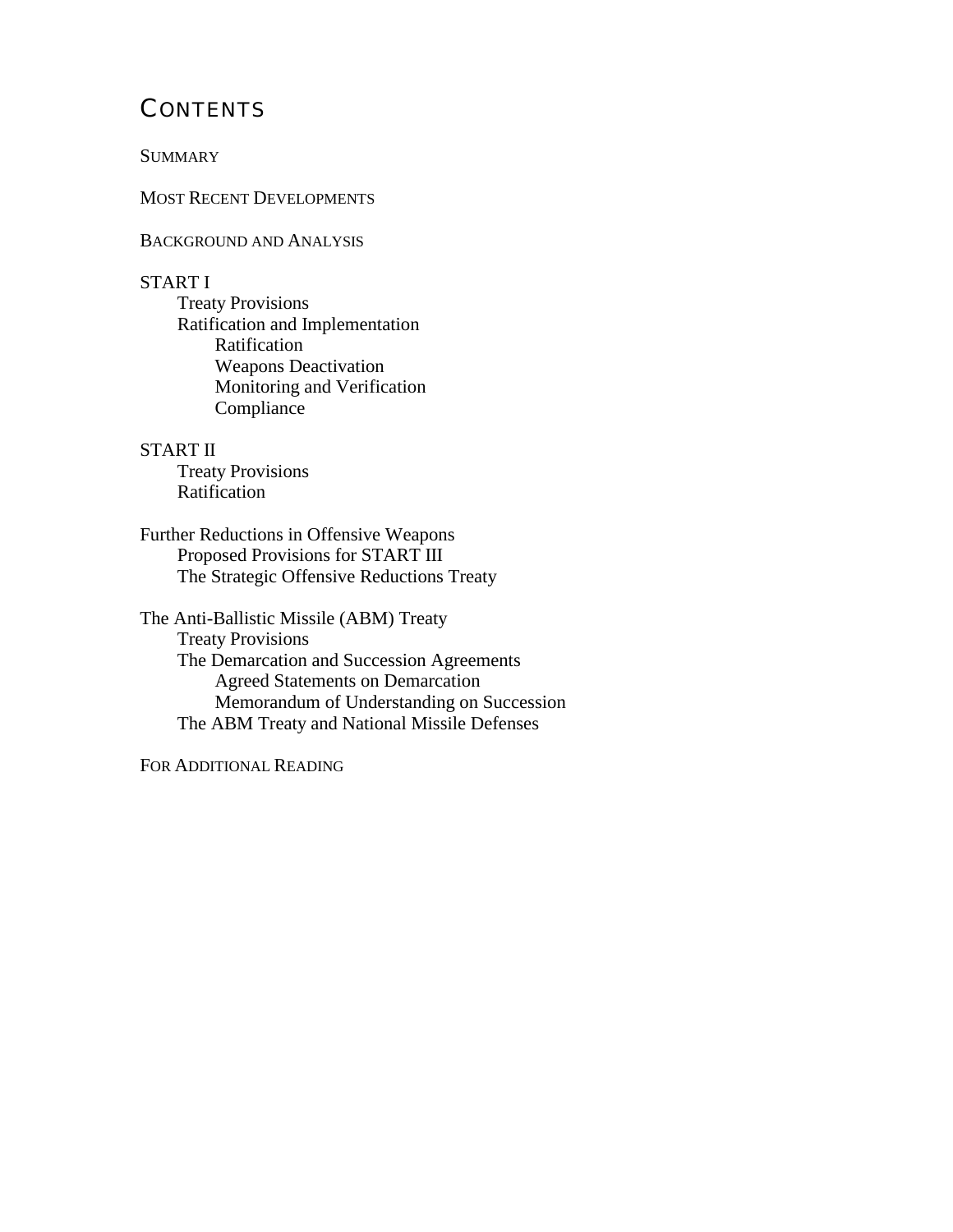# Contents

Summary

Most Recent Developments

Background and Analysis

START I
- Treaty Provisions
- Ratification and Implementation
  - Ratification
  - Weapons Deactivation
  - Monitoring and Verification
  - Compliance

START II
- Treaty Provisions
- Ratification

Further Reductions in Offensive Weapons
- Proposed Provisions for START III
- The Strategic Offensive Reductions Treaty

The Anti-Ballistic Missile (ABM) Treaty
- Treaty Provisions
- The Demarcation and Succession Agreements
  - Agreed Statements on Demarcation
  - Memorandum of Understanding on Succession
- The ABM Treaty and National Missile Defenses

For Additional Reading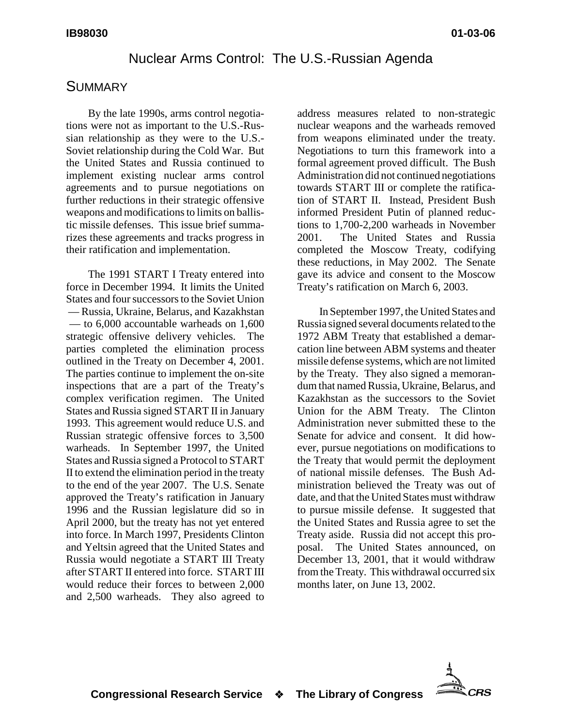# Nuclear Arms Control: The U.S.-Russian Agenda

## Summary

By the late 1990s, arms control negotiations were not as important to the U.S.-Russian relationship as they were to the U.S.-Soviet relationship during the Cold War. But the United States and Russia continued to implement existing nuclear arms control agreements and to pursue negotiations on further reductions in their strategic offensive weapons and modifications to limits on ballistic missile defenses. This issue brief summarizes these agreements and tracks progress in their ratification and implementation.

The 1991 START I Treaty entered into force in December 1994. It limits the United States and four successors to the Soviet Union — Russia, Ukraine, Belarus, and Kazakhstan — to 6,000 accountable warheads on 1,600 strategic offensive delivery vehicles. The parties completed the elimination process outlined in the Treaty on December 4, 2001. The parties continue to implement the on-site inspections that are a part of the Treaty's complex verification regimen. The United States and Russia signed START II in January 1993. This agreement would reduce U.S. and Russian strategic offensive forces to 3,500 warheads. In September 1997, the United States and Russia signed a Protocol to START II to extend the elimination period in the treaty to the end of the year 2007. The U.S. Senate approved the Treaty's ratification in January 1996 and the Russian legislature did so in April 2000, but the treaty has not yet entered into force. In March 1997, Presidents Clinton and Yeltsin agreed that the United States and Russia would negotiate a START III Treaty after START II entered into force. START III would reduce their forces to between 2,000 and 2,500 warheads. They also agreed to address measures related to non-strategic nuclear weapons and the warheads removed from weapons eliminated under the treaty. Negotiations to turn this framework into a formal agreement proved difficult. The Bush Administration did not continued negotiations towards START III or complete the ratification of START II. Instead, President Bush informed President Putin of planned reductions to 1,700-2,200 warheads in November 2001. The United States and Russia completed the Moscow Treaty, codifying these reductions, in May 2002. The Senate gave its advice and consent to the Moscow Treaty's ratification on March 6, 2003.

In September 1997, the United States and Russia signed several documents related to the 1972 ABM Treaty that established a demarcation line between ABM systems and theater missile defense systems, which are not limited by the Treaty. They also signed a memorandum that named Russia, Ukraine, Belarus, and Kazakhstan as the successors to the Soviet Union for the ABM Treaty. The Clinton Administration never submitted these to the Senate for advice and consent. It did however, pursue negotiations on modifications to the Treaty that would permit the deployment of national missile defenses. The Bush Administration believed the Treaty was out of date, and that the United States must withdraw to pursue missile defense. It suggested that the United States and Russia agree to set the Treaty aside. Russia did not accept this proposal. The United States announced, on December 13, 2001, that it would withdraw from the Treaty. This withdrawal occurred six months later, on June 13, 2002.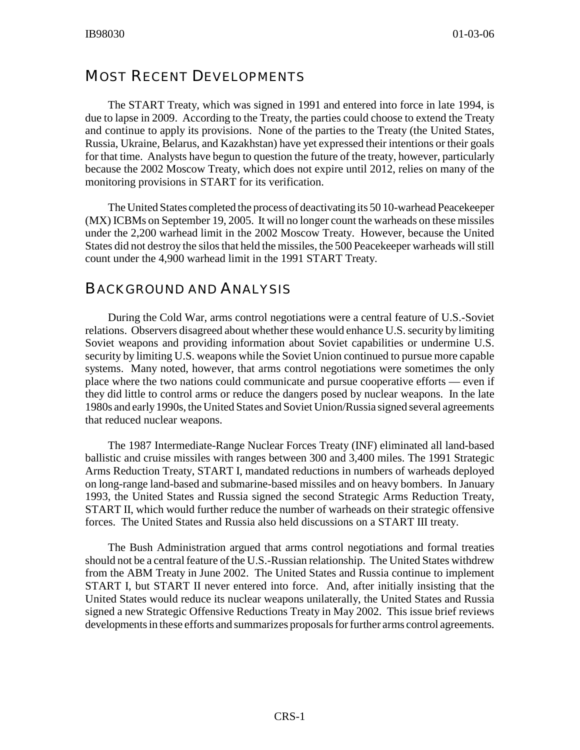## MOST RECENT DEVELOPMENTS

The START Treaty, which was signed in 1991 and entered into force in late 1994, is due to lapse in 2009. According to the Treaty, the parties could choose to extend the Treaty and continue to apply its provisions. None of the parties to the Treaty (the United States, Russia, Ukraine, Belarus, and Kazakhstan) have yet expressed their intentions or their goals for that time. Analysts have begun to question the future of the treaty, however, particularly because the 2002 Moscow Treaty, which does not expire until 2012, relies on many of the monitoring provisions in START for its verification.

The United States completed the process of deactivating its 50 10-warhead Peacekeeper (MX) ICBMs on September 19, 2005. It will no longer count the warheads on these missiles under the 2,200 warhead limit in the 2002 Moscow Treaty. However, because the United States did not destroy the silos that held the missiles, the 500 Peacekeeper warheads will still count under the 4,900 warhead limit in the 1991 START Treaty.

## BACKGROUND AND ANALYSIS

During the Cold War, arms control negotiations were a central feature of U.S.-Soviet relations. Observers disagreed about whether these would enhance U.S. security by limiting Soviet weapons and providing information about Soviet capabilities or undermine U.S. security by limiting U.S. weapons while the Soviet Union continued to pursue more capable systems. Many noted, however, that arms control negotiations were sometimes the only place where the two nations could communicate and pursue cooperative efforts — even if they did little to control arms or reduce the dangers posed by nuclear weapons. In the late 1980s and early 1990s, the United States and Soviet Union/Russia signed several agreements that reduced nuclear weapons.

The 1987 Intermediate-Range Nuclear Forces Treaty (INF) eliminated all land-based ballistic and cruise missiles with ranges between 300 and 3,400 miles. The 1991 Strategic Arms Reduction Treaty, START I, mandated reductions in numbers of warheads deployed on long-range land-based and submarine-based missiles and on heavy bombers. In January 1993, the United States and Russia signed the second Strategic Arms Reduction Treaty, START II, which would further reduce the number of warheads on their strategic offensive forces. The United States and Russia also held discussions on a START III treaty.

The Bush Administration argued that arms control negotiations and formal treaties should not be a central feature of the U.S.-Russian relationship. The United States withdrew from the ABM Treaty in June 2002. The United States and Russia continue to implement START I, but START II never entered into force. And, after initially insisting that the United States would reduce its nuclear weapons unilaterally, the United States and Russia signed a new Strategic Offensive Reductions Treaty in May 2002. This issue brief reviews developments in these efforts and summarizes proposals for further arms control agreements.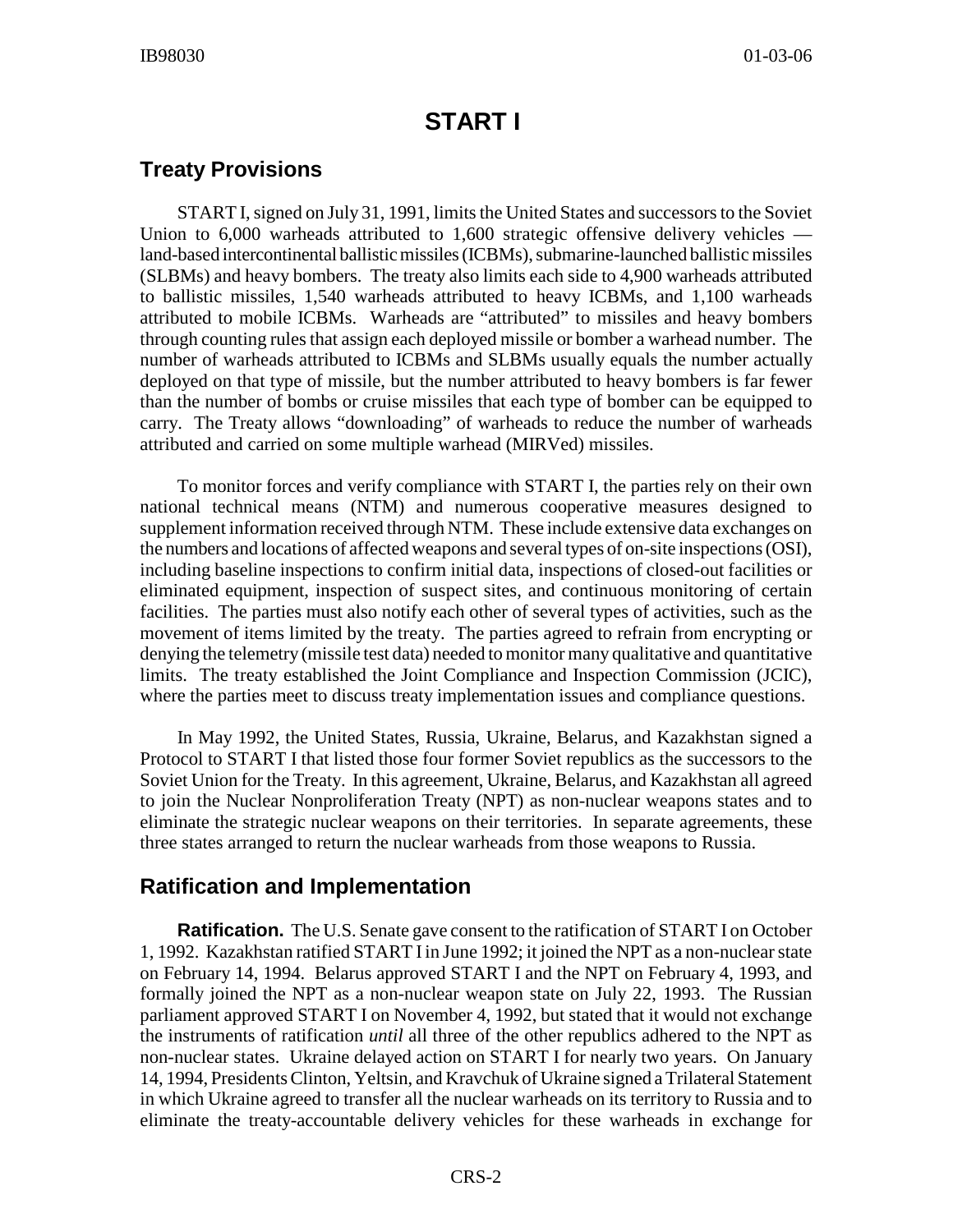# START I

## Treaty Provisions

START I, signed on July 31, 1991, limits the United States and successors to the Soviet Union to 6,000 warheads attributed to 1,600 strategic offensive delivery vehicles — land-based intercontinental ballistic missiles (ICBMs), submarine-launched ballistic missiles (SLBMs) and heavy bombers. The treaty also limits each side to 4,900 warheads attributed to ballistic missiles, 1,540 warheads attributed to heavy ICBMs, and 1,100 warheads attributed to mobile ICBMs. Warheads are "attributed" to missiles and heavy bombers through counting rules that assign each deployed missile or bomber a warhead number. The number of warheads attributed to ICBMs and SLBMs usually equals the number actually deployed on that type of missile, but the number attributed to heavy bombers is far fewer than the number of bombs or cruise missiles that each type of bomber can be equipped to carry. The Treaty allows "downloading" of warheads to reduce the number of warheads attributed and carried on some multiple warhead (MIRVed) missiles.

To monitor forces and verify compliance with START I, the parties rely on their own national technical means (NTM) and numerous cooperative measures designed to supplement information received through NTM. These include extensive data exchanges on the numbers and locations of affected weapons and several types of on-site inspections (OSI), including baseline inspections to confirm initial data, inspections of closed-out facilities or eliminated equipment, inspection of suspect sites, and continuous monitoring of certain facilities. The parties must also notify each other of several types of activities, such as the movement of items limited by the treaty. The parties agreed to refrain from encrypting or denying the telemetry (missile test data) needed to monitor many qualitative and quantitative limits. The treaty established the Joint Compliance and Inspection Commission (JCIC), where the parties meet to discuss treaty implementation issues and compliance questions.

In May 1992, the United States, Russia, Ukraine, Belarus, and Kazakhstan signed a Protocol to START I that listed those four former Soviet republics as the successors to the Soviet Union for the Treaty. In this agreement, Ukraine, Belarus, and Kazakhstan all agreed to join the Nuclear Nonproliferation Treaty (NPT) as non-nuclear weapons states and to eliminate the strategic nuclear weapons on their territories. In separate agreements, these three states arranged to return the nuclear warheads from those weapons to Russia.

## Ratification and Implementation

**Ratification.** The U.S. Senate gave consent to the ratification of START I on October 1, 1992. Kazakhstan ratified START I in June 1992; it joined the NPT as a non-nuclear state on February 14, 1994. Belarus approved START I and the NPT on February 4, 1993, and formally joined the NPT as a non-nuclear weapon state on July 22, 1993. The Russian parliament approved START I on November 4, 1992, but stated that it would not exchange the instruments of ratification *until* all three of the other republics adhered to the NPT as non-nuclear states. Ukraine delayed action on START I for nearly two years. On January 14, 1994, Presidents Clinton, Yeltsin, and Kravchuk of Ukraine signed a Trilateral Statement in which Ukraine agreed to transfer all the nuclear warheads on its territory to Russia and to eliminate the treaty-accountable delivery vehicles for these warheads in exchange for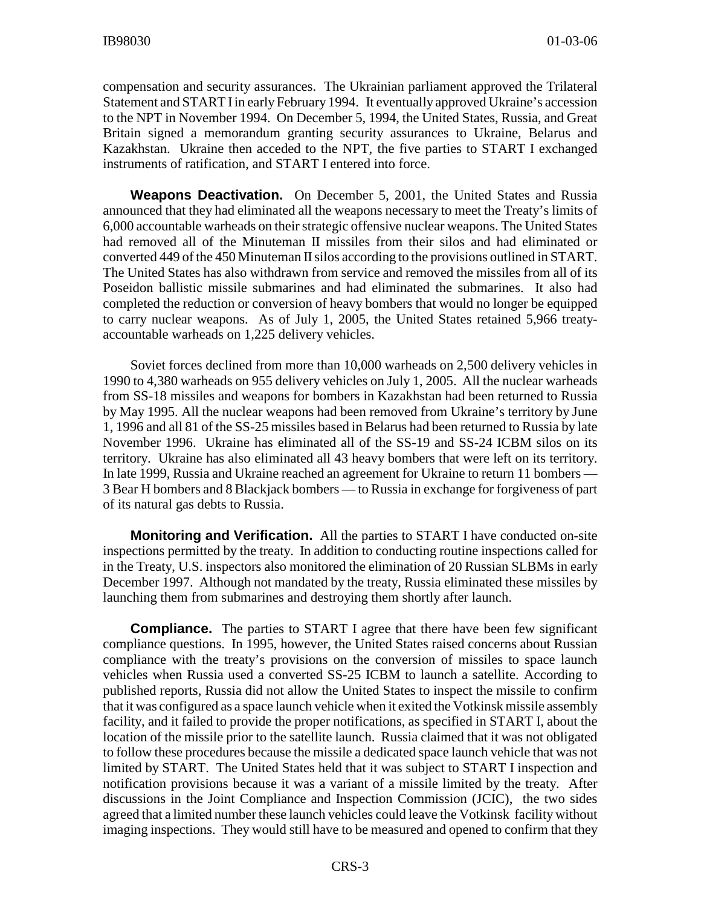compensation and security assurances. The Ukrainian parliament approved the Trilateral Statement and START I in early February 1994. It eventually approved Ukraine's accession to the NPT in November 1994. On December 5, 1994, the United States, Russia, and Great Britain signed a memorandum granting security assurances to Ukraine, Belarus and Kazakhstan. Ukraine then acceded to the NPT, the five parties to START I exchanged instruments of ratification, and START I entered into force.

**Weapons Deactivation.** On December 5, 2001, the United States and Russia announced that they had eliminated all the weapons necessary to meet the Treaty's limits of 6,000 accountable warheads on their strategic offensive nuclear weapons. The United States had removed all of the Minuteman II missiles from their silos and had eliminated or converted 449 of the 450 Minuteman II silos according to the provisions outlined in START. The United States has also withdrawn from service and removed the missiles from all of its Poseidon ballistic missile submarines and had eliminated the submarines. It also had completed the reduction or conversion of heavy bombers that would no longer be equipped to carry nuclear weapons. As of July 1, 2005, the United States retained 5,966 treaty-accountable warheads on 1,225 delivery vehicles.

Soviet forces declined from more than 10,000 warheads on 2,500 delivery vehicles in 1990 to 4,380 warheads on 955 delivery vehicles on July 1, 2005. All the nuclear warheads from SS-18 missiles and weapons for bombers in Kazakhstan had been returned to Russia by May 1995. All the nuclear weapons had been removed from Ukraine's territory by June 1, 1996 and all 81 of the SS-25 missiles based in Belarus had been returned to Russia by late November 1996. Ukraine has eliminated all of the SS-19 and SS-24 ICBM silos on its territory. Ukraine has also eliminated all 43 heavy bombers that were left on its territory. In late 1999, Russia and Ukraine reached an agreement for Ukraine to return 11 bombers — 3 Bear H bombers and 8 Blackjack bombers — to Russia in exchange for forgiveness of part of its natural gas debts to Russia.

**Monitoring and Verification.** All the parties to START I have conducted on-site inspections permitted by the treaty. In addition to conducting routine inspections called for in the Treaty, U.S. inspectors also monitored the elimination of 20 Russian SLBMs in early December 1997. Although not mandated by the treaty, Russia eliminated these missiles by launching them from submarines and destroying them shortly after launch.

**Compliance.** The parties to START I agree that there have been few significant compliance questions. In 1995, however, the United States raised concerns about Russian compliance with the treaty's provisions on the conversion of missiles to space launch vehicles when Russia used a converted SS-25 ICBM to launch a satellite. According to published reports, Russia did not allow the United States to inspect the missile to confirm that it was configured as a space launch vehicle when it exited the Votkinsk missile assembly facility, and it failed to provide the proper notifications, as specified in START I, about the location of the missile prior to the satellite launch. Russia claimed that it was not obligated to follow these procedures because the missile a dedicated space launch vehicle that was not limited by START. The United States held that it was subject to START I inspection and notification provisions because it was a variant of a missile limited by the treaty. After discussions in the Joint Compliance and Inspection Commission (JCIC), the two sides agreed that a limited number these launch vehicles could leave the Votkinsk facility without imaging inspections. They would still have to be measured and opened to confirm that they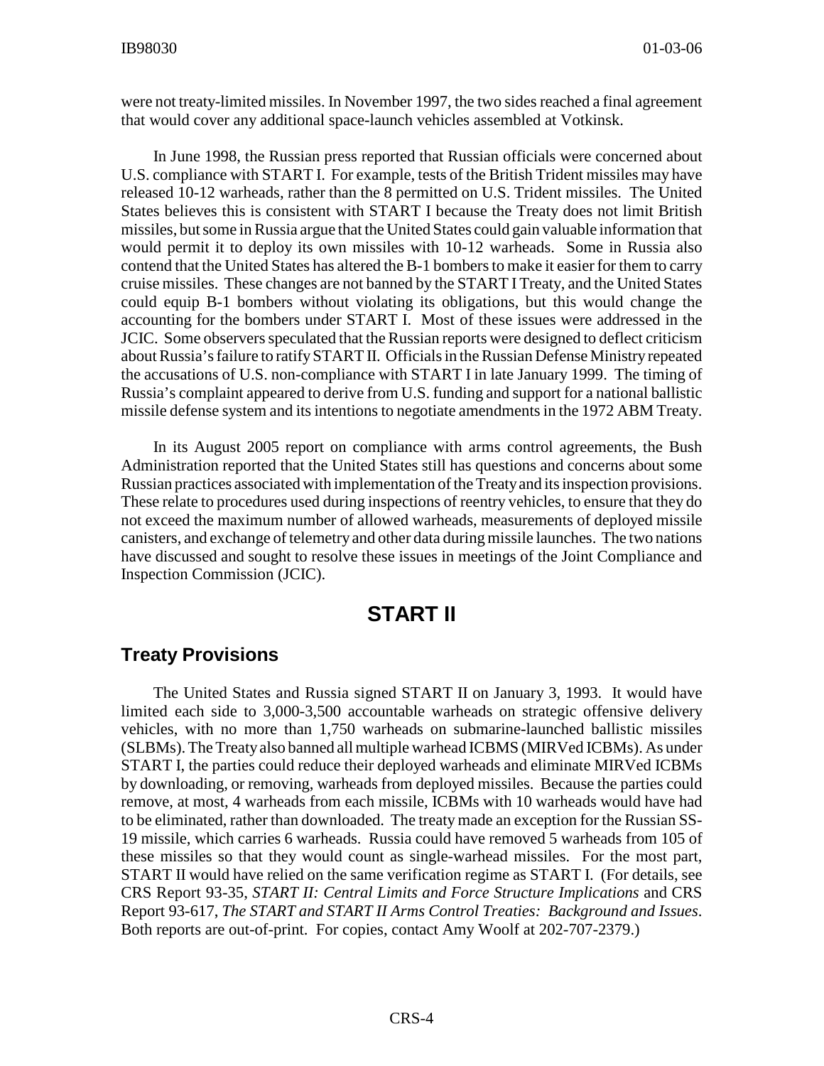were not treaty-limited missiles. In November 1997, the two sides reached a final agreement that would cover any additional space-launch vehicles assembled at Votkinsk.

In June 1998, the Russian press reported that Russian officials were concerned about U.S. compliance with START I. For example, tests of the British Trident missiles may have released 10-12 warheads, rather than the 8 permitted on U.S. Trident missiles. The United States believes this is consistent with START I because the Treaty does not limit British missiles, but some in Russia argue that the United States could gain valuable information that would permit it to deploy its own missiles with 10-12 warheads. Some in Russia also contend that the United States has altered the B-1 bombers to make it easier for them to carry cruise missiles. These changes are not banned by the START I Treaty, and the United States could equip B-1 bombers without violating its obligations, but this would change the accounting for the bombers under START I. Most of these issues were addressed in the JCIC. Some observers speculated that the Russian reports were designed to deflect criticism about Russia's failure to ratify START II. Officials in the Russian Defense Ministry repeated the accusations of U.S. non-compliance with START I in late January 1999. The timing of Russia's complaint appeared to derive from U.S. funding and support for a national ballistic missile defense system and its intentions to negotiate amendments in the 1972 ABM Treaty.

In its August 2005 report on compliance with arms control agreements, the Bush Administration reported that the United States still has questions and concerns about some Russian practices associated with implementation of the Treaty and its inspection provisions. These relate to procedures used during inspections of reentry vehicles, to ensure that they do not exceed the maximum number of allowed warheads, measurements of deployed missile canisters, and exchange of telemetry and other data during missile launches. The two nations have discussed and sought to resolve these issues in meetings of the Joint Compliance and Inspection Commission (JCIC).

# START II

## Treaty Provisions

The United States and Russia signed START II on January 3, 1993. It would have limited each side to 3,000-3,500 accountable warheads on strategic offensive delivery vehicles, with no more than 1,750 warheads on submarine-launched ballistic missiles (SLBMs). The Treaty also banned all multiple warhead ICBMS (MIRVed ICBMs). As under START I, the parties could reduce their deployed warheads and eliminate MIRVed ICBMs by downloading, or removing, warheads from deployed missiles. Because the parties could remove, at most, 4 warheads from each missile, ICBMs with 10 warheads would have had to be eliminated, rather than downloaded. The treaty made an exception for the Russian SS-19 missile, which carries 6 warheads. Russia could have removed 5 warheads from 105 of these missiles so that they would count as single-warhead missiles. For the most part, START II would have relied on the same verification regime as START I. (For details, see CRS Report 93-35, *START II: Central Limits and Force Structure Implications* and CRS Report 93-617, *The START and START II Arms Control Treaties: Background and Issues*. Both reports are out-of-print. For copies, contact Amy Woolf at 202-707-2379.)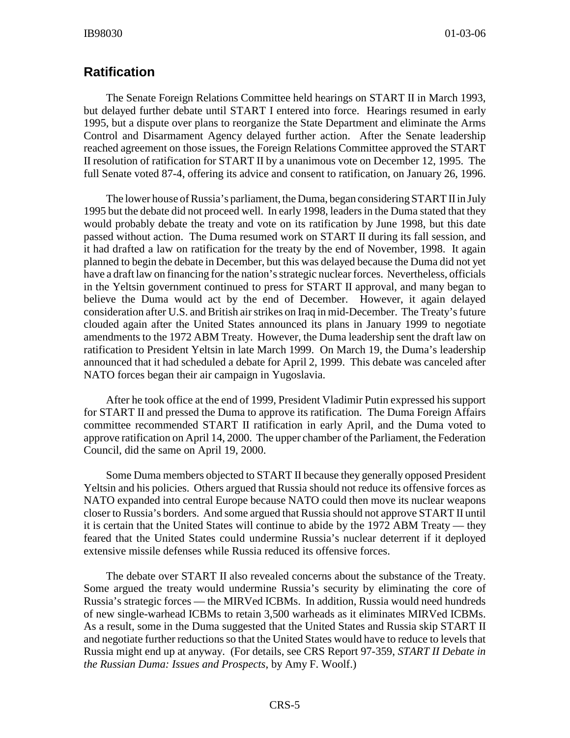## Ratification

The Senate Foreign Relations Committee held hearings on START II in March 1993, but delayed further debate until START I entered into force. Hearings resumed in early 1995, but a dispute over plans to reorganize the State Department and eliminate the Arms Control and Disarmament Agency delayed further action. After the Senate leadership reached agreement on those issues, the Foreign Relations Committee approved the START II resolution of ratification for START II by a unanimous vote on December 12, 1995. The full Senate voted 87-4, offering its advice and consent to ratification, on January 26, 1996.

The lower house of Russia's parliament, the Duma, began considering START II in July 1995 but the debate did not proceed well. In early 1998, leaders in the Duma stated that they would probably debate the treaty and vote on its ratification by June 1998, but this date passed without action. The Duma resumed work on START II during its fall session, and it had drafted a law on ratification for the treaty by the end of November, 1998. It again planned to begin the debate in December, but this was delayed because the Duma did not yet have a draft law on financing for the nation's strategic nuclear forces. Nevertheless, officials in the Yeltsin government continued to press for START II approval, and many began to believe the Duma would act by the end of December. However, it again delayed consideration after U.S. and British air strikes on Iraq in mid-December. The Treaty's future clouded again after the United States announced its plans in January 1999 to negotiate amendments to the 1972 ABM Treaty. However, the Duma leadership sent the draft law on ratification to President Yeltsin in late March 1999. On March 19, the Duma's leadership announced that it had scheduled a debate for April 2, 1999. This debate was canceled after NATO forces began their air campaign in Yugoslavia.

After he took office at the end of 1999, President Vladimir Putin expressed his support for START II and pressed the Duma to approve its ratification. The Duma Foreign Affairs committee recommended START II ratification in early April, and the Duma voted to approve ratification on April 14, 2000. The upper chamber of the Parliament, the Federation Council, did the same on April 19, 2000.

Some Duma members objected to START II because they generally opposed President Yeltsin and his policies. Others argued that Russia should not reduce its offensive forces as NATO expanded into central Europe because NATO could then move its nuclear weapons closer to Russia's borders. And some argued that Russia should not approve START II until it is certain that the United States will continue to abide by the 1972 ABM Treaty — they feared that the United States could undermine Russia's nuclear deterrent if it deployed extensive missile defenses while Russia reduced its offensive forces.

The debate over START II also revealed concerns about the substance of the Treaty. Some argued the treaty would undermine Russia's security by eliminating the core of Russia's strategic forces — the MIRVed ICBMs. In addition, Russia would need hundreds of new single-warhead ICBMs to retain 3,500 warheads as it eliminates MIRVed ICBMs. As a result, some in the Duma suggested that the United States and Russia skip START II and negotiate further reductions so that the United States would have to reduce to levels that Russia might end up at anyway. (For details, see CRS Report 97-359, *START II Debate in the Russian Duma: Issues and Prospects*, by Amy F. Woolf.)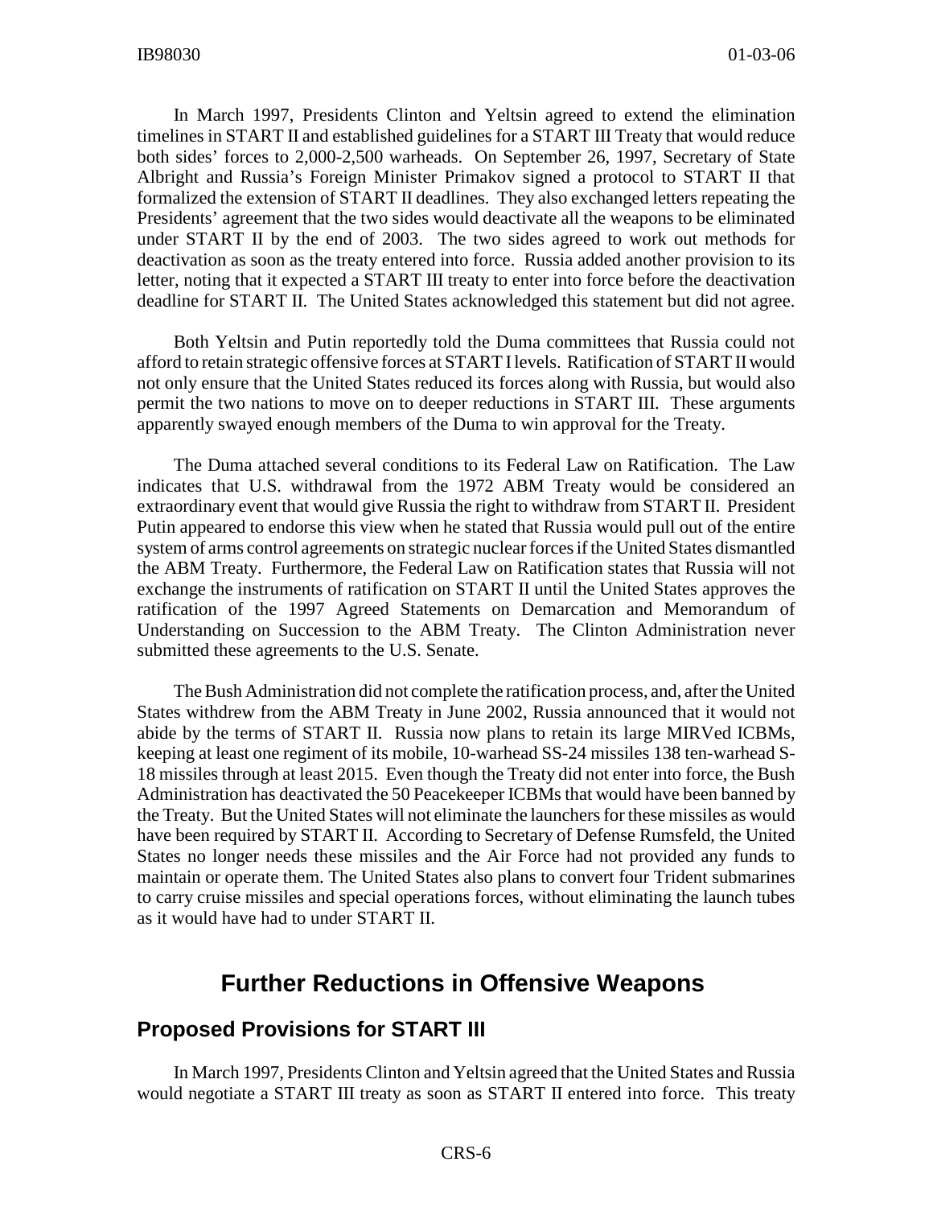In March 1997, Presidents Clinton and Yeltsin agreed to extend the elimination timelines in START II and established guidelines for a START III Treaty that would reduce both sides' forces to 2,000-2,500 warheads. On September 26, 1997, Secretary of State Albright and Russia's Foreign Minister Primakov signed a protocol to START II that formalized the extension of START II deadlines. They also exchanged letters repeating the Presidents' agreement that the two sides would deactivate all the weapons to be eliminated under START II by the end of 2003. The two sides agreed to work out methods for deactivation as soon as the treaty entered into force. Russia added another provision to its letter, noting that it expected a START III treaty to enter into force before the deactivation deadline for START II. The United States acknowledged this statement but did not agree.

Both Yeltsin and Putin reportedly told the Duma committees that Russia could not afford to retain strategic offensive forces at START I levels. Ratification of START II would not only ensure that the United States reduced its forces along with Russia, but would also permit the two nations to move on to deeper reductions in START III. These arguments apparently swayed enough members of the Duma to win approval for the Treaty.

The Duma attached several conditions to its Federal Law on Ratification. The Law indicates that U.S. withdrawal from the 1972 ABM Treaty would be considered an extraordinary event that would give Russia the right to withdraw from START II. President Putin appeared to endorse this view when he stated that Russia would pull out of the entire system of arms control agreements on strategic nuclear forces if the United States dismantled the ABM Treaty. Furthermore, the Federal Law on Ratification states that Russia will not exchange the instruments of ratification on START II until the United States approves the ratification of the 1997 Agreed Statements on Demarcation and Memorandum of Understanding on Succession to the ABM Treaty. The Clinton Administration never submitted these agreements to the U.S. Senate.

The Bush Administration did not complete the ratification process, and, after the United States withdrew from the ABM Treaty in June 2002, Russia announced that it would not abide by the terms of START II. Russia now plans to retain its large MIRVed ICBMs, keeping at least one regiment of its mobile, 10-warhead SS-24 missiles 138 ten-warhead S-18 missiles through at least 2015. Even though the Treaty did not enter into force, the Bush Administration has deactivated the 50 Peacekeeper ICBMs that would have been banned by the Treaty. But the United States will not eliminate the launchers for these missiles as would have been required by START II. According to Secretary of Defense Rumsfeld, the United States no longer needs these missiles and the Air Force had not provided any funds to maintain or operate them. The United States also plans to convert four Trident submarines to carry cruise missiles and special operations forces, without eliminating the launch tubes as it would have had to under START II.

# Further Reductions in Offensive Weapons

## Proposed Provisions for START III

In March 1997, Presidents Clinton and Yeltsin agreed that the United States and Russia would negotiate a START III treaty as soon as START II entered into force. This treaty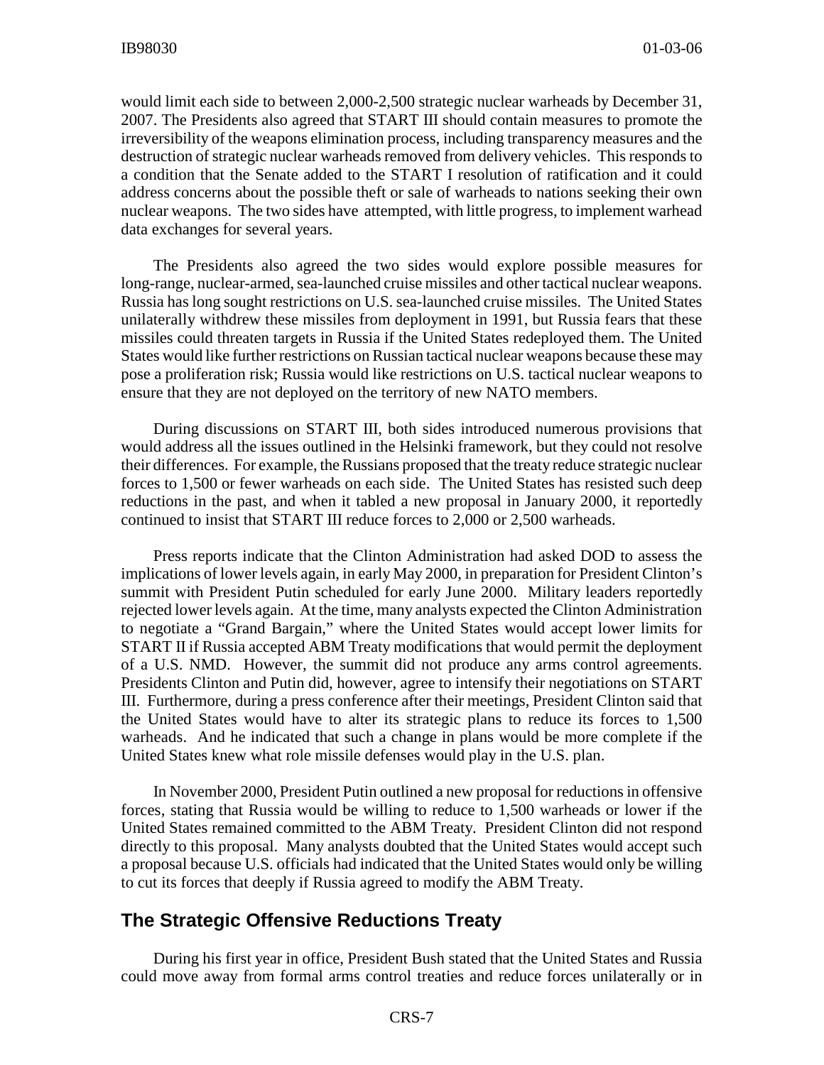would limit each side to between 2,000-2,500 strategic nuclear warheads by December 31, 2007. The Presidents also agreed that START III should contain measures to promote the irreversibility of the weapons elimination process, including transparency measures and the destruction of strategic nuclear warheads removed from delivery vehicles. This responds to a condition that the Senate added to the START I resolution of ratification and it could address concerns about the possible theft or sale of warheads to nations seeking their own nuclear weapons. The two sides have attempted, with little progress, to implement warhead data exchanges for several years.

The Presidents also agreed the two sides would explore possible measures for long-range, nuclear-armed, sea-launched cruise missiles and other tactical nuclear weapons. Russia has long sought restrictions on U.S. sea-launched cruise missiles. The United States unilaterally withdrew these missiles from deployment in 1991, but Russia fears that these missiles could threaten targets in Russia if the United States redeployed them. The United States would like further restrictions on Russian tactical nuclear weapons because these may pose a proliferation risk; Russia would like restrictions on U.S. tactical nuclear weapons to ensure that they are not deployed on the territory of new NATO members.

During discussions on START III, both sides introduced numerous provisions that would address all the issues outlined in the Helsinki framework, but they could not resolve their differences. For example, the Russians proposed that the treaty reduce strategic nuclear forces to 1,500 or fewer warheads on each side. The United States has resisted such deep reductions in the past, and when it tabled a new proposal in January 2000, it reportedly continued to insist that START III reduce forces to 2,000 or 2,500 warheads.

Press reports indicate that the Clinton Administration had asked DOD to assess the implications of lower levels again, in early May 2000, in preparation for President Clinton's summit with President Putin scheduled for early June 2000. Military leaders reportedly rejected lower levels again. At the time, many analysts expected the Clinton Administration to negotiate a "Grand Bargain," where the United States would accept lower limits for START II if Russia accepted ABM Treaty modifications that would permit the deployment of a U.S. NMD. However, the summit did not produce any arms control agreements. Presidents Clinton and Putin did, however, agree to intensify their negotiations on START III. Furthermore, during a press conference after their meetings, President Clinton said that the United States would have to alter its strategic plans to reduce its forces to 1,500 warheads. And he indicated that such a change in plans would be more complete if the United States knew what role missile defenses would play in the U.S. plan.

In November 2000, President Putin outlined a new proposal for reductions in offensive forces, stating that Russia would be willing to reduce to 1,500 warheads or lower if the United States remained committed to the ABM Treaty. President Clinton did not respond directly to this proposal. Many analysts doubted that the United States would accept such a proposal because U.S. officials had indicated that the United States would only be willing to cut its forces that deeply if Russia agreed to modify the ABM Treaty.

## The Strategic Offensive Reductions Treaty

During his first year in office, President Bush stated that the United States and Russia could move away from formal arms control treaties and reduce forces unilaterally or in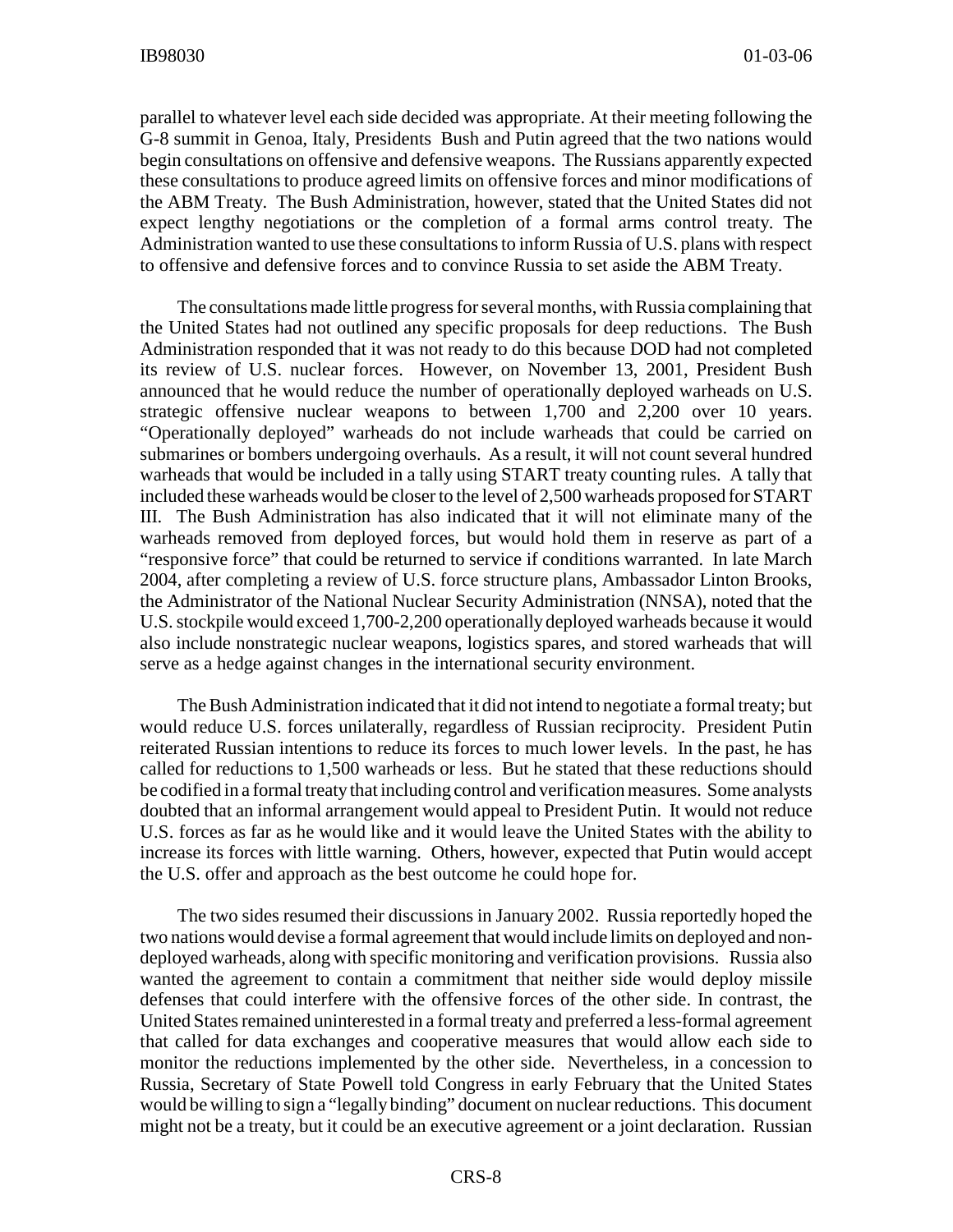parallel to whatever level each side decided was appropriate. At their meeting following the G-8 summit in Genoa, Italy, Presidents Bush and Putin agreed that the two nations would begin consultations on offensive and defensive weapons. The Russians apparently expected these consultations to produce agreed limits on offensive forces and minor modifications of the ABM Treaty. The Bush Administration, however, stated that the United States did not expect lengthy negotiations or the completion of a formal arms control treaty. The Administration wanted to use these consultations to inform Russia of U.S. plans with respect to offensive and defensive forces and to convince Russia to set aside the ABM Treaty.

The consultations made little progress for several months, with Russia complaining that the United States had not outlined any specific proposals for deep reductions. The Bush Administration responded that it was not ready to do this because DOD had not completed its review of U.S. nuclear forces. However, on November 13, 2001, President Bush announced that he would reduce the number of operationally deployed warheads on U.S. strategic offensive nuclear weapons to between 1,700 and 2,200 over 10 years. "Operationally deployed" warheads do not include warheads that could be carried on submarines or bombers undergoing overhauls. As a result, it will not count several hundred warheads that would be included in a tally using START treaty counting rules. A tally that included these warheads would be closer to the level of 2,500 warheads proposed for START III. The Bush Administration has also indicated that it will not eliminate many of the warheads removed from deployed forces, but would hold them in reserve as part of a "responsive force" that could be returned to service if conditions warranted. In late March 2004, after completing a review of U.S. force structure plans, Ambassador Linton Brooks, the Administrator of the National Nuclear Security Administration (NNSA), noted that the U.S. stockpile would exceed 1,700-2,200 operationally deployed warheads because it would also include nonstrategic nuclear weapons, logistics spares, and stored warheads that will serve as a hedge against changes in the international security environment.

The Bush Administration indicated that it did not intend to negotiate a formal treaty; but would reduce U.S. forces unilaterally, regardless of Russian reciprocity. President Putin reiterated Russian intentions to reduce its forces to much lower levels. In the past, he has called for reductions to 1,500 warheads or less. But he stated that these reductions should be codified in a formal treaty that including control and verification measures. Some analysts doubted that an informal arrangement would appeal to President Putin. It would not reduce U.S. forces as far as he would like and it would leave the United States with the ability to increase its forces with little warning. Others, however, expected that Putin would accept the U.S. offer and approach as the best outcome he could hope for.

The two sides resumed their discussions in January 2002. Russia reportedly hoped the two nations would devise a formal agreement that would include limits on deployed and non-deployed warheads, along with specific monitoring and verification provisions. Russia also wanted the agreement to contain a commitment that neither side would deploy missile defenses that could interfere with the offensive forces of the other side. In contrast, the United States remained uninterested in a formal treaty and preferred a less-formal agreement that called for data exchanges and cooperative measures that would allow each side to monitor the reductions implemented by the other side. Nevertheless, in a concession to Russia, Secretary of State Powell told Congress in early February that the United States would be willing to sign a "legally binding" document on nuclear reductions. This document might not be a treaty, but it could be an executive agreement or a joint declaration. Russian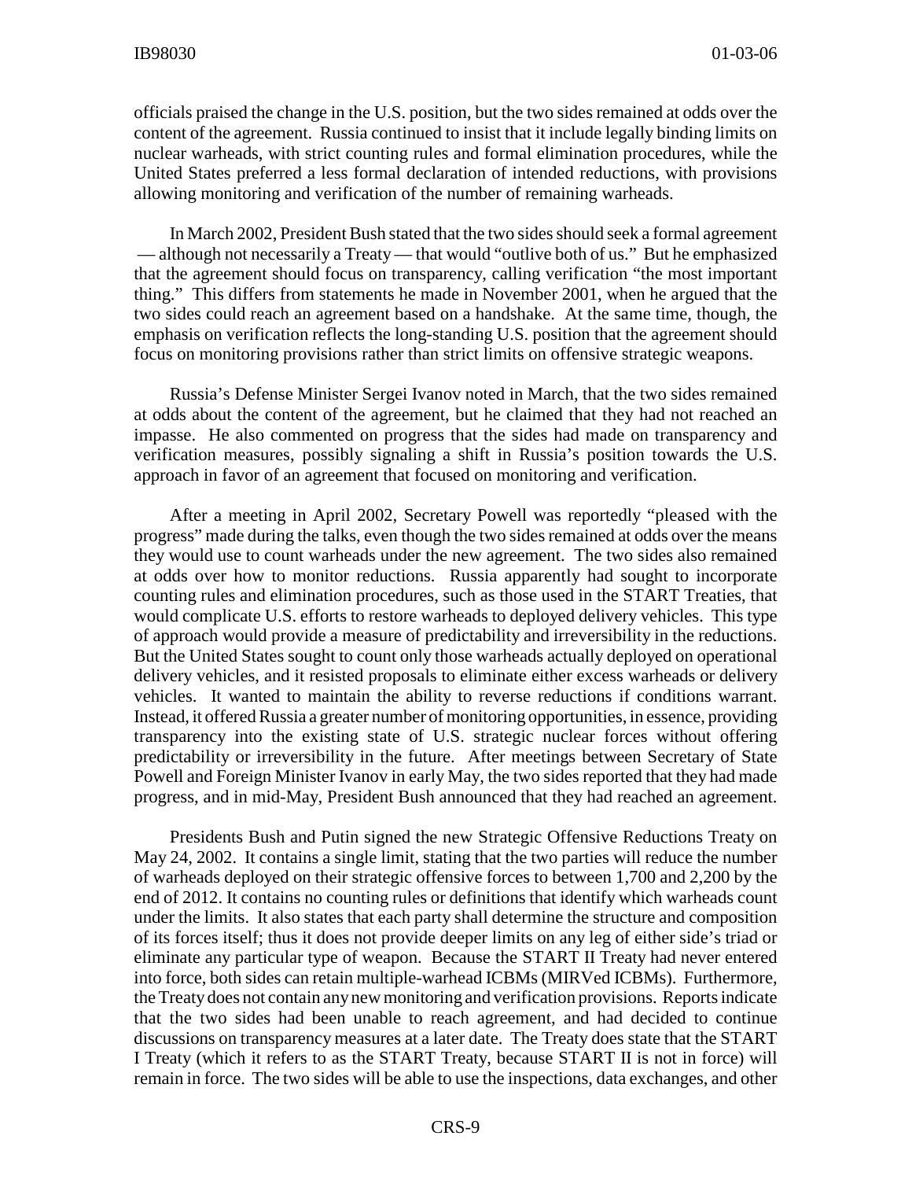officials praised the change in the U.S. position, but the two sides remained at odds over the content of the agreement. Russia continued to insist that it include legally binding limits on nuclear warheads, with strict counting rules and formal elimination procedures, while the United States preferred a less formal declaration of intended reductions, with provisions allowing monitoring and verification of the number of remaining warheads.

In March 2002, President Bush stated that the two sides should seek a formal agreement — although not necessarily a Treaty — that would "outlive both of us." But he emphasized that the agreement should focus on transparency, calling verification "the most important thing." This differs from statements he made in November 2001, when he argued that the two sides could reach an agreement based on a handshake. At the same time, though, the emphasis on verification reflects the long-standing U.S. position that the agreement should focus on monitoring provisions rather than strict limits on offensive strategic weapons.

Russia's Defense Minister Sergei Ivanov noted in March, that the two sides remained at odds about the content of the agreement, but he claimed that they had not reached an impasse. He also commented on progress that the sides had made on transparency and verification measures, possibly signaling a shift in Russia's position towards the U.S. approach in favor of an agreement that focused on monitoring and verification.

After a meeting in April 2002, Secretary Powell was reportedly "pleased with the progress" made during the talks, even though the two sides remained at odds over the means they would use to count warheads under the new agreement. The two sides also remained at odds over how to monitor reductions. Russia apparently had sought to incorporate counting rules and elimination procedures, such as those used in the START Treaties, that would complicate U.S. efforts to restore warheads to deployed delivery vehicles. This type of approach would provide a measure of predictability and irreversibility in the reductions. But the United States sought to count only those warheads actually deployed on operational delivery vehicles, and it resisted proposals to eliminate either excess warheads or delivery vehicles. It wanted to maintain the ability to reverse reductions if conditions warrant. Instead, it offered Russia a greater number of monitoring opportunities, in essence, providing transparency into the existing state of U.S. strategic nuclear forces without offering predictability or irreversibility in the future. After meetings between Secretary of State Powell and Foreign Minister Ivanov in early May, the two sides reported that they had made progress, and in mid-May, President Bush announced that they had reached an agreement.

Presidents Bush and Putin signed the new Strategic Offensive Reductions Treaty on May 24, 2002. It contains a single limit, stating that the two parties will reduce the number of warheads deployed on their strategic offensive forces to between 1,700 and 2,200 by the end of 2012. It contains no counting rules or definitions that identify which warheads count under the limits. It also states that each party shall determine the structure and composition of its forces itself; thus it does not provide deeper limits on any leg of either side's triad or eliminate any particular type of weapon. Because the START II Treaty had never entered into force, both sides can retain multiple-warhead ICBMs (MIRVed ICBMs). Furthermore, the Treaty does not contain any new monitoring and verification provisions. Reports indicate that the two sides had been unable to reach agreement, and had decided to continue discussions on transparency measures at a later date. The Treaty does state that the START I Treaty (which it refers to as the START Treaty, because START II is not in force) will remain in force. The two sides will be able to use the inspections, data exchanges, and other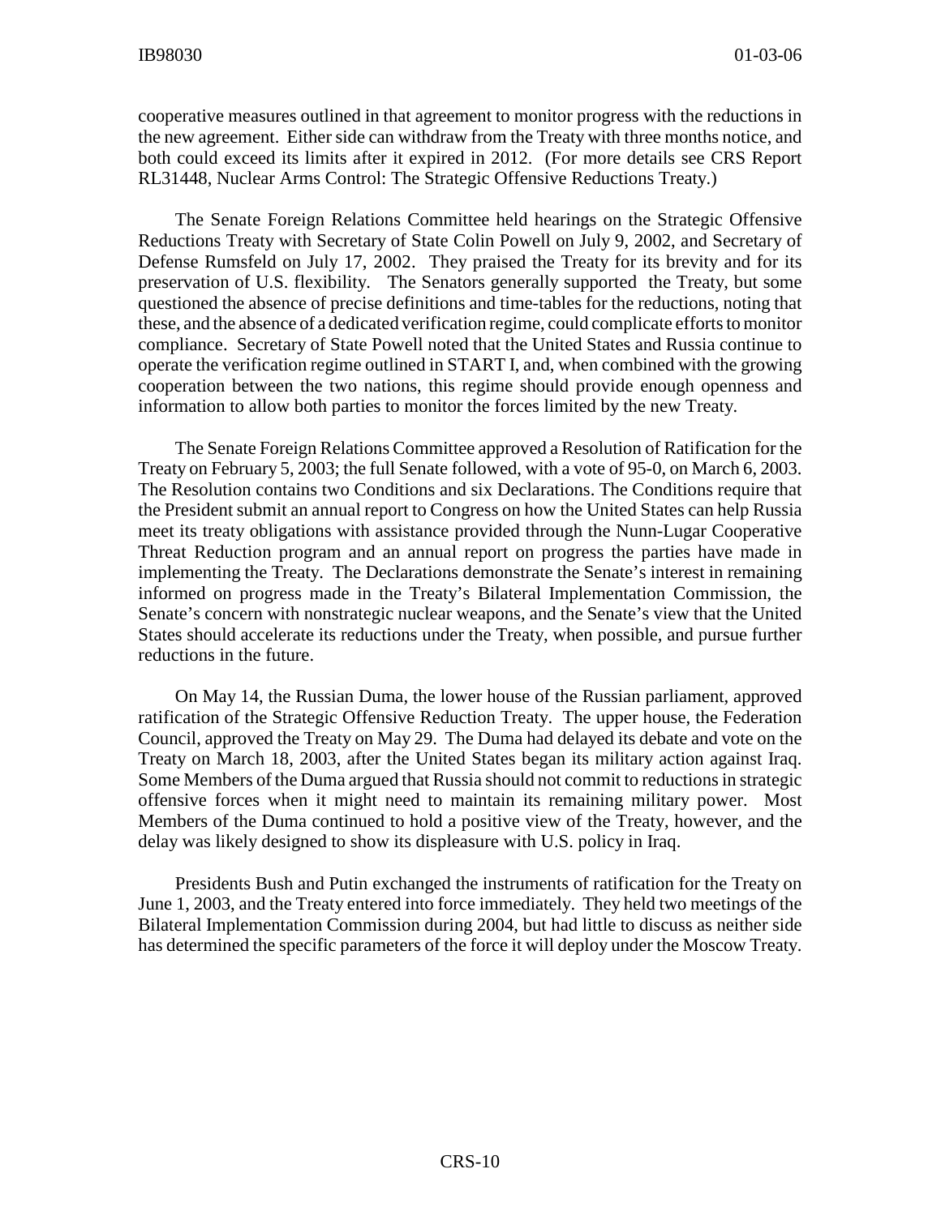cooperative measures outlined in that agreement to monitor progress with the reductions in the new agreement. Either side can withdraw from the Treaty with three months notice, and both could exceed its limits after it expired in 2012. (For more details see CRS Report RL31448, Nuclear Arms Control: The Strategic Offensive Reductions Treaty.)

The Senate Foreign Relations Committee held hearings on the Strategic Offensive Reductions Treaty with Secretary of State Colin Powell on July 9, 2002, and Secretary of Defense Rumsfeld on July 17, 2002. They praised the Treaty for its brevity and for its preservation of U.S. flexibility. The Senators generally supported the Treaty, but some questioned the absence of precise definitions and time-tables for the reductions, noting that these, and the absence of a dedicated verification regime, could complicate efforts to monitor compliance. Secretary of State Powell noted that the United States and Russia continue to operate the verification regime outlined in START I, and, when combined with the growing cooperation between the two nations, this regime should provide enough openness and information to allow both parties to monitor the forces limited by the new Treaty.

The Senate Foreign Relations Committee approved a Resolution of Ratification for the Treaty on February 5, 2003; the full Senate followed, with a vote of 95-0, on March 6, 2003. The Resolution contains two Conditions and six Declarations. The Conditions require that the President submit an annual report to Congress on how the United States can help Russia meet its treaty obligations with assistance provided through the Nunn-Lugar Cooperative Threat Reduction program and an annual report on progress the parties have made in implementing the Treaty. The Declarations demonstrate the Senate's interest in remaining informed on progress made in the Treaty's Bilateral Implementation Commission, the Senate's concern with nonstrategic nuclear weapons, and the Senate's view that the United States should accelerate its reductions under the Treaty, when possible, and pursue further reductions in the future.

On May 14, the Russian Duma, the lower house of the Russian parliament, approved ratification of the Strategic Offensive Reduction Treaty. The upper house, the Federation Council, approved the Treaty on May 29. The Duma had delayed its debate and vote on the Treaty on March 18, 2003, after the United States began its military action against Iraq. Some Members of the Duma argued that Russia should not commit to reductions in strategic offensive forces when it might need to maintain its remaining military power. Most Members of the Duma continued to hold a positive view of the Treaty, however, and the delay was likely designed to show its displeasure with U.S. policy in Iraq.

Presidents Bush and Putin exchanged the instruments of ratification for the Treaty on June 1, 2003, and the Treaty entered into force immediately. They held two meetings of the Bilateral Implementation Commission during 2004, but had little to discuss as neither side has determined the specific parameters of the force it will deploy under the Moscow Treaty.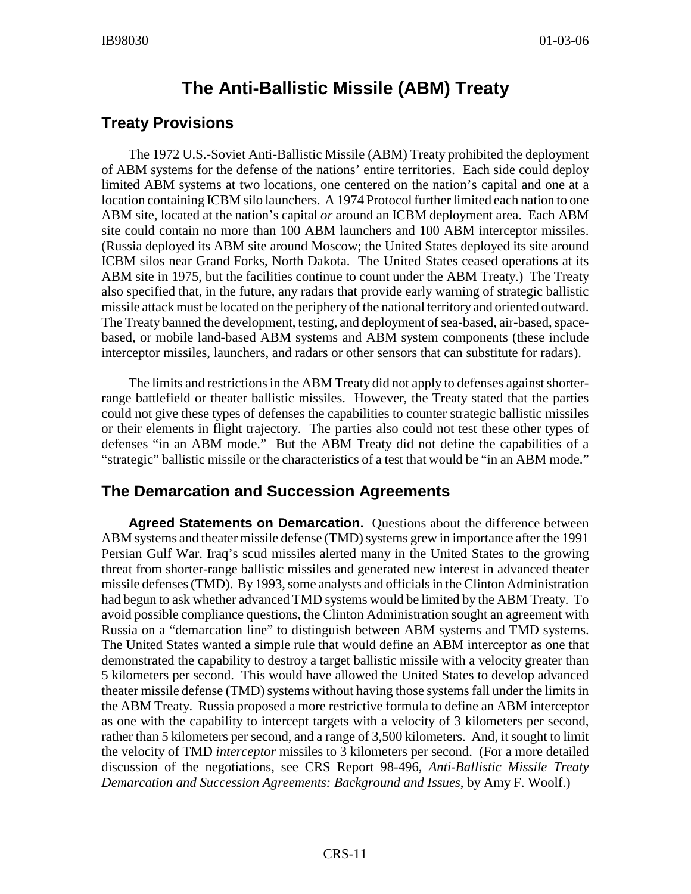# The Anti-Ballistic Missile (ABM) Treaty

## Treaty Provisions

The 1972 U.S.-Soviet Anti-Ballistic Missile (ABM) Treaty prohibited the deployment of ABM systems for the defense of the nations' entire territories. Each side could deploy limited ABM systems at two locations, one centered on the nation's capital and one at a location containing ICBM silo launchers. A 1974 Protocol further limited each nation to one ABM site, located at the nation's capital *or* around an ICBM deployment area. Each ABM site could contain no more than 100 ABM launchers and 100 ABM interceptor missiles. (Russia deployed its ABM site around Moscow; the United States deployed its site around ICBM silos near Grand Forks, North Dakota. The United States ceased operations at its ABM site in 1975, but the facilities continue to count under the ABM Treaty.) The Treaty also specified that, in the future, any radars that provide early warning of strategic ballistic missile attack must be located on the periphery of the national territory and oriented outward. The Treaty banned the development, testing, and deployment of sea-based, air-based, space-based, or mobile land-based ABM systems and ABM system components (these include interceptor missiles, launchers, and radars or other sensors that can substitute for radars).

The limits and restrictions in the ABM Treaty did not apply to defenses against shorter-range battlefield or theater ballistic missiles. However, the Treaty stated that the parties could not give these types of defenses the capabilities to counter strategic ballistic missiles or their elements in flight trajectory. The parties also could not test these other types of defenses "in an ABM mode." But the ABM Treaty did not define the capabilities of a "strategic" ballistic missile or the characteristics of a test that would be "in an ABM mode."

## The Demarcation and Succession Agreements

**Agreed Statements on Demarcation.** Questions about the difference between ABM systems and theater missile defense (TMD) systems grew in importance after the 1991 Persian Gulf War. Iraq's scud missiles alerted many in the United States to the growing threat from shorter-range ballistic missiles and generated new interest in advanced theater missile defenses (TMD). By 1993, some analysts and officials in the Clinton Administration had begun to ask whether advanced TMD systems would be limited by the ABM Treaty. To avoid possible compliance questions, the Clinton Administration sought an agreement with Russia on a "demarcation line" to distinguish between ABM systems and TMD systems. The United States wanted a simple rule that would define an ABM interceptor as one that demonstrated the capability to destroy a target ballistic missile with a velocity greater than 5 kilometers per second. This would have allowed the United States to develop advanced theater missile defense (TMD) systems without having those systems fall under the limits in the ABM Treaty. Russia proposed a more restrictive formula to define an ABM interceptor as one with the capability to intercept targets with a velocity of 3 kilometers per second, rather than 5 kilometers per second, and a range of 3,500 kilometers. And, it sought to limit the velocity of TMD *interceptor* missiles to 3 kilometers per second. (For a more detailed discussion of the negotiations, see CRS Report 98-496, *Anti-Ballistic Missile Treaty Demarcation and Succession Agreements: Background and Issues*, by Amy F. Woolf.)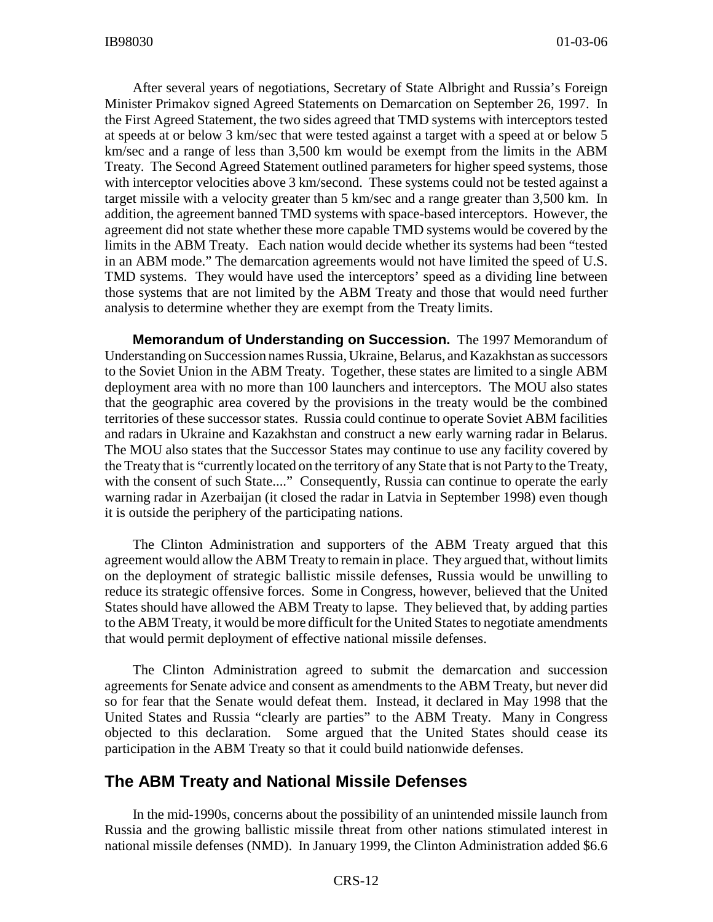After several years of negotiations, Secretary of State Albright and Russia's Foreign Minister Primakov signed Agreed Statements on Demarcation on September 26, 1997. In the First Agreed Statement, the two sides agreed that TMD systems with interceptors tested at speeds at or below 3 km/sec that were tested against a target with a speed at or below 5 km/sec and a range of less than 3,500 km would be exempt from the limits in the ABM Treaty. The Second Agreed Statement outlined parameters for higher speed systems, those with interceptor velocities above 3 km/second. These systems could not be tested against a target missile with a velocity greater than 5 km/sec and a range greater than 3,500 km. In addition, the agreement banned TMD systems with space-based interceptors. However, the agreement did not state whether these more capable TMD systems would be covered by the limits in the ABM Treaty. Each nation would decide whether its systems had been "tested in an ABM mode." The demarcation agreements would not have limited the speed of U.S. TMD systems. They would have used the interceptors' speed as a dividing line between those systems that are not limited by the ABM Treaty and those that would need further analysis to determine whether they are exempt from the Treaty limits.

**Memorandum of Understanding on Succession.** The 1997 Memorandum of Understanding on Succession names Russia, Ukraine, Belarus, and Kazakhstan as successors to the Soviet Union in the ABM Treaty. Together, these states are limited to a single ABM deployment area with no more than 100 launchers and interceptors. The MOU also states that the geographic area covered by the provisions in the treaty would be the combined territories of these successor states. Russia could continue to operate Soviet ABM facilities and radars in Ukraine and Kazakhstan and construct a new early warning radar in Belarus. The MOU also states that the Successor States may continue to use any facility covered by the Treaty that is "currently located on the territory of any State that is not Party to the Treaty, with the consent of such State...." Consequently, Russia can continue to operate the early warning radar in Azerbaijan (it closed the radar in Latvia in September 1998) even though it is outside the periphery of the participating nations.

The Clinton Administration and supporters of the ABM Treaty argued that this agreement would allow the ABM Treaty to remain in place. They argued that, without limits on the deployment of strategic ballistic missile defenses, Russia would be unwilling to reduce its strategic offensive forces. Some in Congress, however, believed that the United States should have allowed the ABM Treaty to lapse. They believed that, by adding parties to the ABM Treaty, it would be more difficult for the United States to negotiate amendments that would permit deployment of effective national missile defenses.

The Clinton Administration agreed to submit the demarcation and succession agreements for Senate advice and consent as amendments to the ABM Treaty, but never did so for fear that the Senate would defeat them. Instead, it declared in May 1998 that the United States and Russia "clearly are parties" to the ABM Treaty. Many in Congress objected to this declaration. Some argued that the United States should cease its participation in the ABM Treaty so that it could build nationwide defenses.

## The ABM Treaty and National Missile Defenses

In the mid-1990s, concerns about the possibility of an unintended missile launch from Russia and the growing ballistic missile threat from other nations stimulated interest in national missile defenses (NMD). In January 1999, the Clinton Administration added $6.6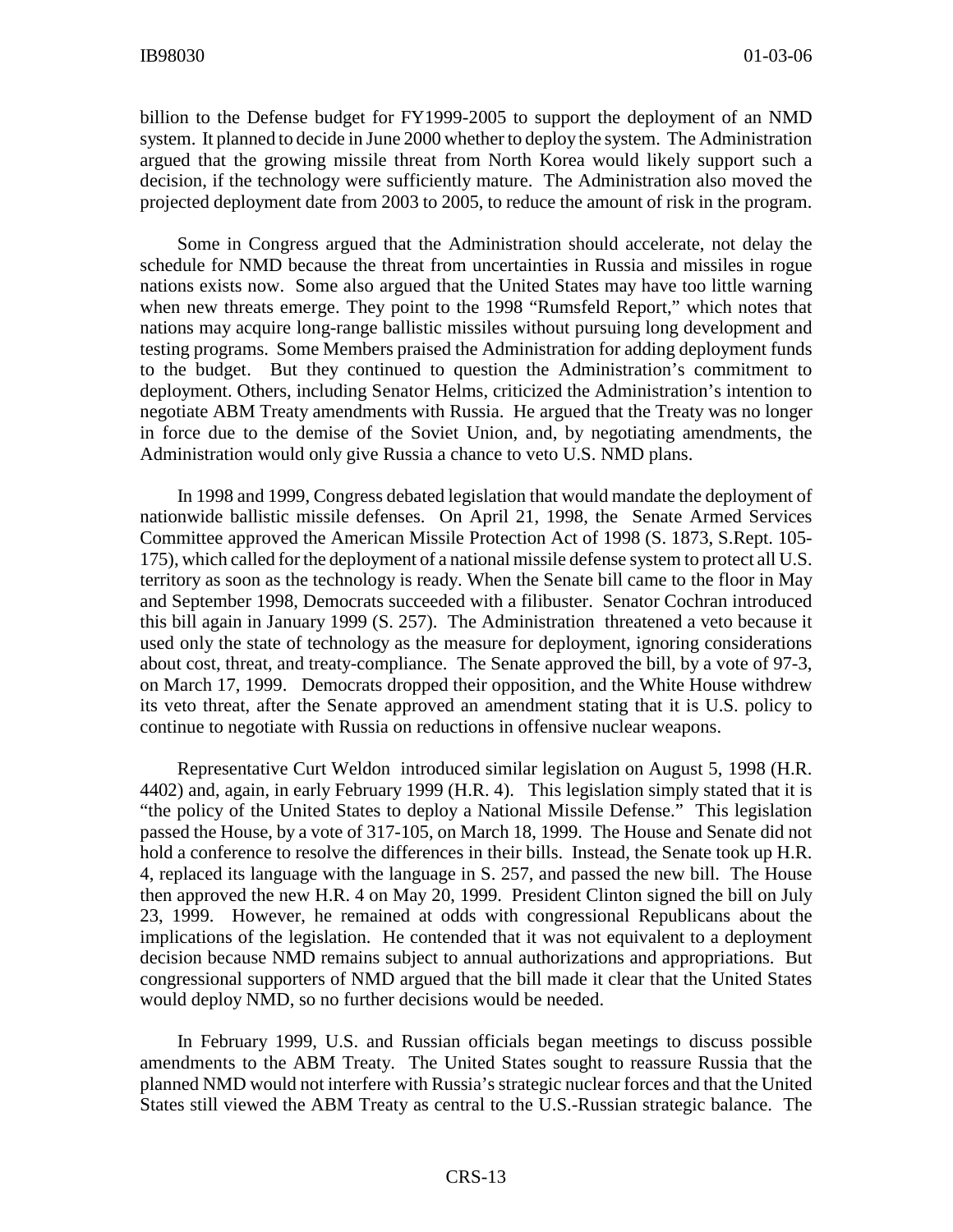billion to the Defense budget for FY1999-2005 to support the deployment of an NMD system. It planned to decide in June 2000 whether to deploy the system. The Administration argued that the growing missile threat from North Korea would likely support such a decision, if the technology were sufficiently mature. The Administration also moved the projected deployment date from 2003 to 2005, to reduce the amount of risk in the program.

Some in Congress argued that the Administration should accelerate, not delay the schedule for NMD because the threat from uncertainties in Russia and missiles in rogue nations exists now. Some also argued that the United States may have too little warning when new threats emerge. They point to the 1998 "Rumsfeld Report," which notes that nations may acquire long-range ballistic missiles without pursuing long development and testing programs. Some Members praised the Administration for adding deployment funds to the budget. But they continued to question the Administration's commitment to deployment. Others, including Senator Helms, criticized the Administration's intention to negotiate ABM Treaty amendments with Russia. He argued that the Treaty was no longer in force due to the demise of the Soviet Union, and, by negotiating amendments, the Administration would only give Russia a chance to veto U.S. NMD plans.

In 1998 and 1999, Congress debated legislation that would mandate the deployment of nationwide ballistic missile defenses. On April 21, 1998, the Senate Armed Services Committee approved the American Missile Protection Act of 1998 (S. 1873, S.Rept. 105-175), which called for the deployment of a national missile defense system to protect all U.S. territory as soon as the technology is ready. When the Senate bill came to the floor in May and September 1998, Democrats succeeded with a filibuster. Senator Cochran introduced this bill again in January 1999 (S. 257). The Administration threatened a veto because it used only the state of technology as the measure for deployment, ignoring considerations about cost, threat, and treaty-compliance. The Senate approved the bill, by a vote of 97-3, on March 17, 1999. Democrats dropped their opposition, and the White House withdrew its veto threat, after the Senate approved an amendment stating that it is U.S. policy to continue to negotiate with Russia on reductions in offensive nuclear weapons.

Representative Curt Weldon introduced similar legislation on August 5, 1998 (H.R. 4402) and, again, in early February 1999 (H.R. 4). This legislation simply stated that it is "the policy of the United States to deploy a National Missile Defense." This legislation passed the House, by a vote of 317-105, on March 18, 1999. The House and Senate did not hold a conference to resolve the differences in their bills. Instead, the Senate took up H.R. 4, replaced its language with the language in S. 257, and passed the new bill. The House then approved the new H.R. 4 on May 20, 1999. President Clinton signed the bill on July 23, 1999. However, he remained at odds with congressional Republicans about the implications of the legislation. He contended that it was not equivalent to a deployment decision because NMD remains subject to annual authorizations and appropriations. But congressional supporters of NMD argued that the bill made it clear that the United States would deploy NMD, so no further decisions would be needed.

In February 1999, U.S. and Russian officials began meetings to discuss possible amendments to the ABM Treaty. The United States sought to reassure Russia that the planned NMD would not interfere with Russia's strategic nuclear forces and that the United States still viewed the ABM Treaty as central to the U.S.-Russian strategic balance. The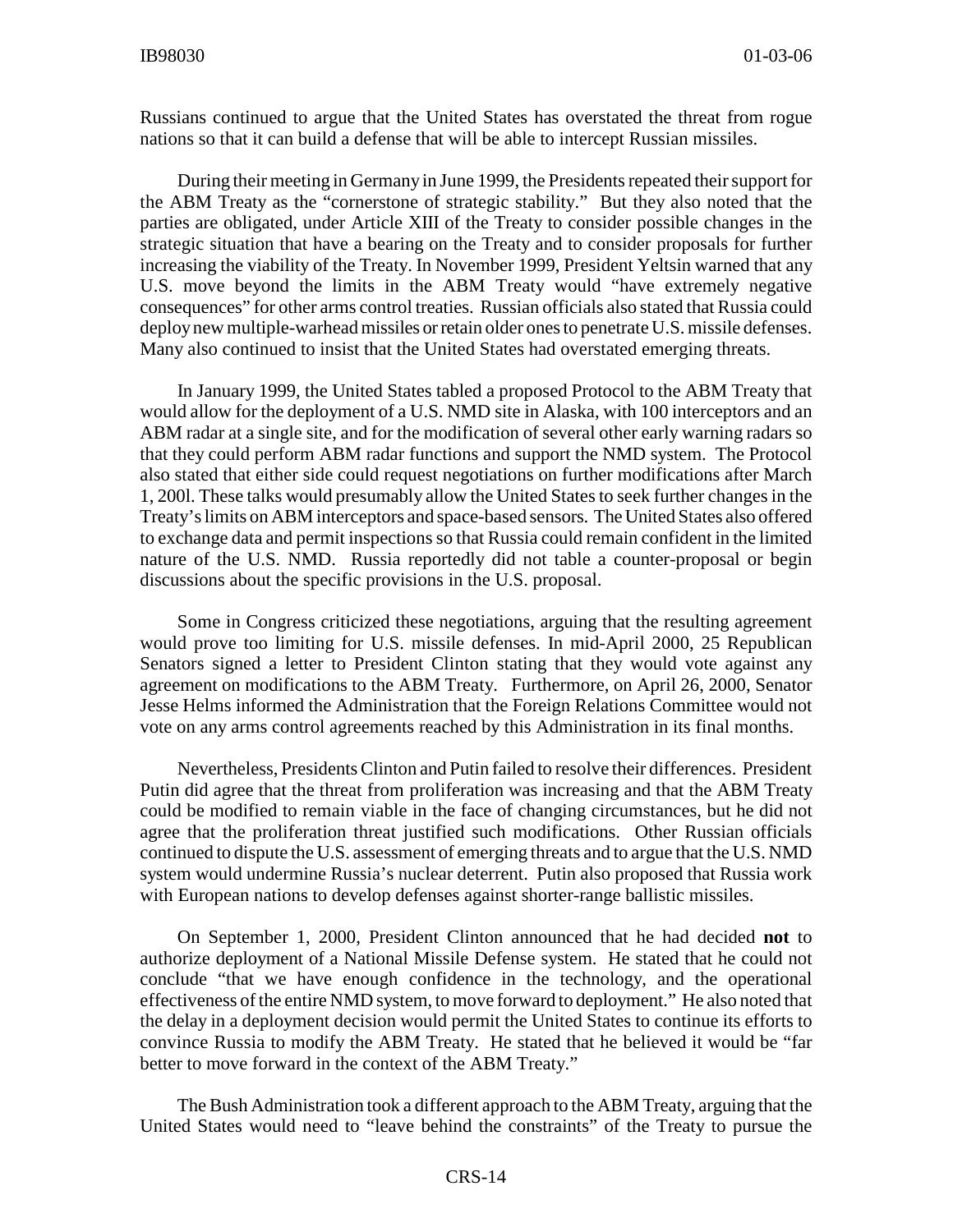Russians continued to argue that the United States has overstated the threat from rogue nations so that it can build a defense that will be able to intercept Russian missiles.

During their meeting in Germany in June 1999, the Presidents repeated their support for the ABM Treaty as the "cornerstone of strategic stability." But they also noted that the parties are obligated, under Article XIII of the Treaty to consider possible changes in the strategic situation that have a bearing on the Treaty and to consider proposals for further increasing the viability of the Treaty. In November 1999, President Yeltsin warned that any U.S. move beyond the limits in the ABM Treaty would "have extremely negative consequences" for other arms control treaties. Russian officials also stated that Russia could deploy new multiple-warhead missiles or retain older ones to penetrate U.S. missile defenses. Many also continued to insist that the United States had overstated emerging threats.

In January 1999, the United States tabled a proposed Protocol to the ABM Treaty that would allow for the deployment of a U.S. NMD site in Alaska, with 100 interceptors and an ABM radar at a single site, and for the modification of several other early warning radars so that they could perform ABM radar functions and support the NMD system. The Protocol also stated that either side could request negotiations on further modifications after March 1, 200l. These talks would presumably allow the United States to seek further changes in the Treaty's limits on ABM interceptors and space-based sensors. The United States also offered to exchange data and permit inspections so that Russia could remain confident in the limited nature of the U.S. NMD. Russia reportedly did not table a counter-proposal or begin discussions about the specific provisions in the U.S. proposal.

Some in Congress criticized these negotiations, arguing that the resulting agreement would prove too limiting for U.S. missile defenses. In mid-April 2000, 25 Republican Senators signed a letter to President Clinton stating that they would vote against any agreement on modifications to the ABM Treaty. Furthermore, on April 26, 2000, Senator Jesse Helms informed the Administration that the Foreign Relations Committee would not vote on any arms control agreements reached by this Administration in its final months.

Nevertheless, Presidents Clinton and Putin failed to resolve their differences. President Putin did agree that the threat from proliferation was increasing and that the ABM Treaty could be modified to remain viable in the face of changing circumstances, but he did not agree that the proliferation threat justified such modifications. Other Russian officials continued to dispute the U.S. assessment of emerging threats and to argue that the U.S. NMD system would undermine Russia's nuclear deterrent. Putin also proposed that Russia work with European nations to develop defenses against shorter-range ballistic missiles.

On September 1, 2000, President Clinton announced that he had decided **not** to authorize deployment of a National Missile Defense system. He stated that he could not conclude "that we have enough confidence in the technology, and the operational effectiveness of the entire NMD system, to move forward to deployment." He also noted that the delay in a deployment decision would permit the United States to continue its efforts to convince Russia to modify the ABM Treaty. He stated that he believed it would be "far better to move forward in the context of the ABM Treaty."

The Bush Administration took a different approach to the ABM Treaty, arguing that the United States would need to "leave behind the constraints" of the Treaty to pursue the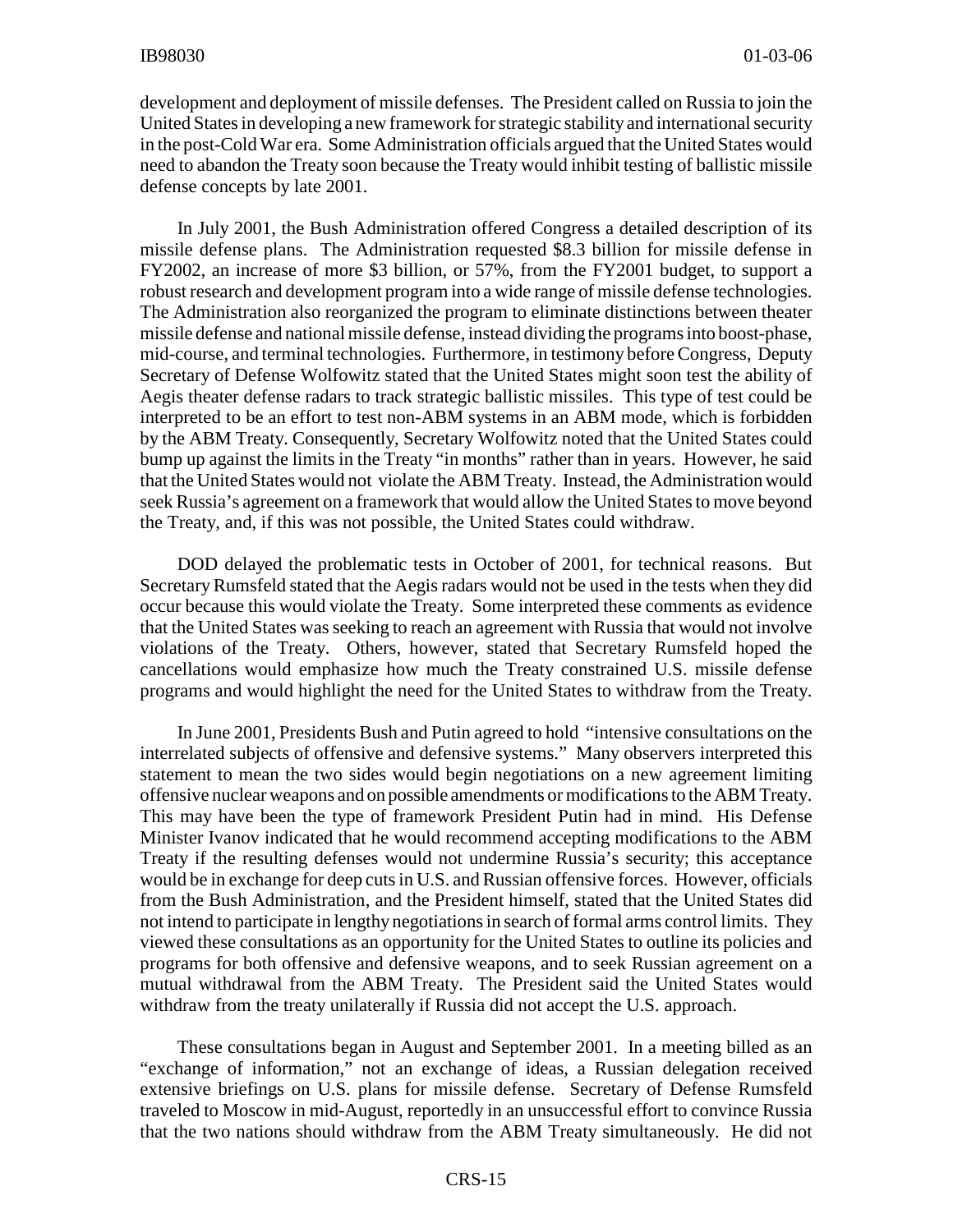development and deployment of missile defenses. The President called on Russia to join the United States in developing a new framework for strategic stability and international security in the post-Cold War era. Some Administration officials argued that the United States would need to abandon the Treaty soon because the Treaty would inhibit testing of ballistic missile defense concepts by late 2001.

In July 2001, the Bush Administration offered Congress a detailed description of its missile defense plans. The Administration requested $8.3 billion for missile defense in FY2002, an increase of more $3 billion, or 57%, from the FY2001 budget, to support a robust research and development program into a wide range of missile defense technologies. The Administration also reorganized the program to eliminate distinctions between theater missile defense and national missile defense, instead dividing the programs into boost-phase, mid-course, and terminal technologies. Furthermore, in testimony before Congress, Deputy Secretary of Defense Wolfowitz stated that the United States might soon test the ability of Aegis theater defense radars to track strategic ballistic missiles. This type of test could be interpreted to be an effort to test non-ABM systems in an ABM mode, which is forbidden by the ABM Treaty. Consequently, Secretary Wolfowitz noted that the United States could bump up against the limits in the Treaty "in months" rather than in years. However, he said that the United States would not violate the ABM Treaty. Instead, the Administration would seek Russia's agreement on a framework that would allow the United States to move beyond the Treaty, and, if this was not possible, the United States could withdraw.

DOD delayed the problematic tests in October of 2001, for technical reasons. But Secretary Rumsfeld stated that the Aegis radars would not be used in the tests when they did occur because this would violate the Treaty. Some interpreted these comments as evidence that the United States was seeking to reach an agreement with Russia that would not involve violations of the Treaty. Others, however, stated that Secretary Rumsfeld hoped the cancellations would emphasize how much the Treaty constrained U.S. missile defense programs and would highlight the need for the United States to withdraw from the Treaty.

In June 2001, Presidents Bush and Putin agreed to hold "intensive consultations on the interrelated subjects of offensive and defensive systems." Many observers interpreted this statement to mean the two sides would begin negotiations on a new agreement limiting offensive nuclear weapons and on possible amendments or modifications to the ABM Treaty. This may have been the type of framework President Putin had in mind. His Defense Minister Ivanov indicated that he would recommend accepting modifications to the ABM Treaty if the resulting defenses would not undermine Russia's security; this acceptance would be in exchange for deep cuts in U.S. and Russian offensive forces. However, officials from the Bush Administration, and the President himself, stated that the United States did not intend to participate in lengthy negotiations in search of formal arms control limits. They viewed these consultations as an opportunity for the United States to outline its policies and programs for both offensive and defensive weapons, and to seek Russian agreement on a mutual withdrawal from the ABM Treaty. The President said the United States would withdraw from the treaty unilaterally if Russia did not accept the U.S. approach.

These consultations began in August and September 2001. In a meeting billed as an "exchange of information," not an exchange of ideas, a Russian delegation received extensive briefings on U.S. plans for missile defense. Secretary of Defense Rumsfeld traveled to Moscow in mid-August, reportedly in an unsuccessful effort to convince Russia that the two nations should withdraw from the ABM Treaty simultaneously. He did not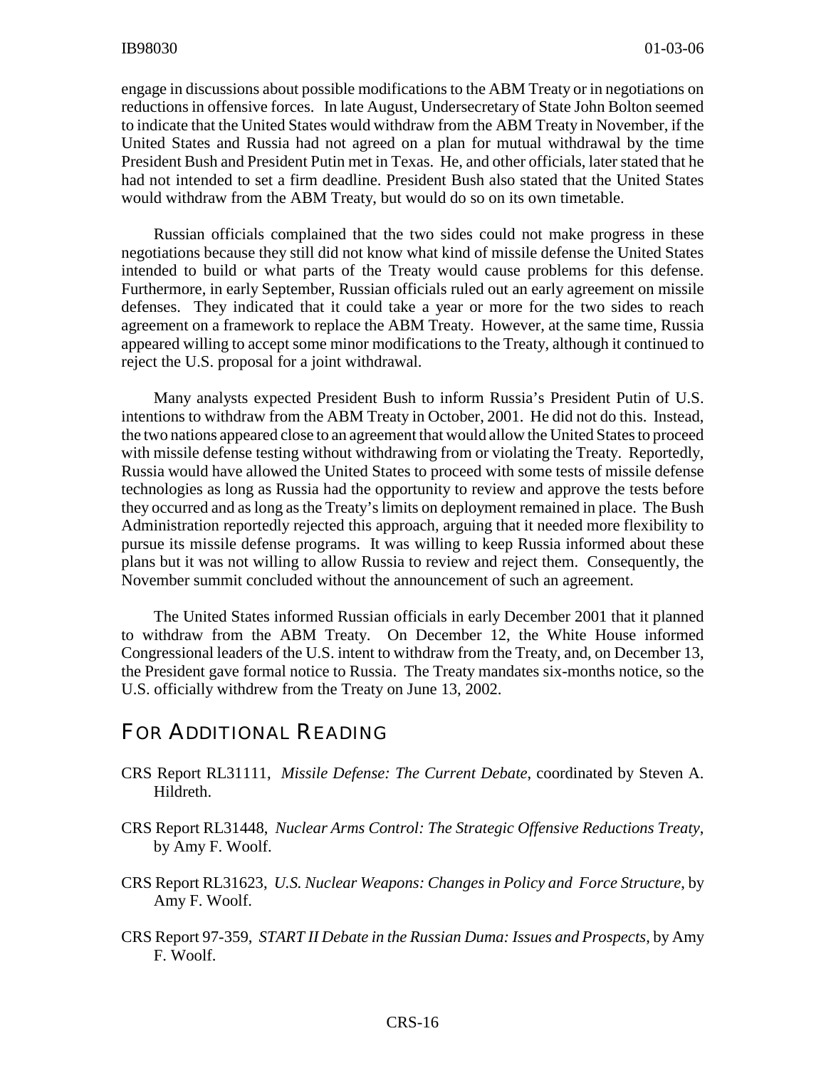engage in discussions about possible modifications to the ABM Treaty or in negotiations on reductions in offensive forces. In late August, Undersecretary of State John Bolton seemed to indicate that the United States would withdraw from the ABM Treaty in November, if the United States and Russia had not agreed on a plan for mutual withdrawal by the time President Bush and President Putin met in Texas. He, and other officials, later stated that he had not intended to set a firm deadline. President Bush also stated that the United States would withdraw from the ABM Treaty, but would do so on its own timetable.

Russian officials complained that the two sides could not make progress in these negotiations because they still did not know what kind of missile defense the United States intended to build or what parts of the Treaty would cause problems for this defense. Furthermore, in early September, Russian officials ruled out an early agreement on missile defenses. They indicated that it could take a year or more for the two sides to reach agreement on a framework to replace the ABM Treaty. However, at the same time, Russia appeared willing to accept some minor modifications to the Treaty, although it continued to reject the U.S. proposal for a joint withdrawal.

Many analysts expected President Bush to inform Russia's President Putin of U.S. intentions to withdraw from the ABM Treaty in October, 2001. He did not do this. Instead, the two nations appeared close to an agreement that would allow the United States to proceed with missile defense testing without withdrawing from or violating the Treaty. Reportedly, Russia would have allowed the United States to proceed with some tests of missile defense technologies as long as Russia had the opportunity to review and approve the tests before they occurred and as long as the Treaty's limits on deployment remained in place. The Bush Administration reportedly rejected this approach, arguing that it needed more flexibility to pursue its missile defense programs. It was willing to keep Russia informed about these plans but it was not willing to allow Russia to review and reject them. Consequently, the November summit concluded without the announcement of such an agreement.

The United States informed Russian officials in early December 2001 that it planned to withdraw from the ABM Treaty. On December 12, the White House informed Congressional leaders of the U.S. intent to withdraw from the Treaty, and, on December 13, the President gave formal notice to Russia. The Treaty mandates six-months notice, so the U.S. officially withdrew from the Treaty on June 13, 2002.

# For Additional Reading

CRS Report RL31111, *Missile Defense: The Current Debate*, coordinated by Steven A. Hildreth.

CRS Report RL31448, *Nuclear Arms Control: The Strategic Offensive Reductions Treaty*, by Amy F. Woolf.

CRS Report RL31623, *U.S. Nuclear Weapons: Changes in Policy and Force Structure*, by Amy F. Woolf.

CRS Report 97-359, *START II Debate in the Russian Duma: Issues and Prospects*, by Amy F. Woolf.